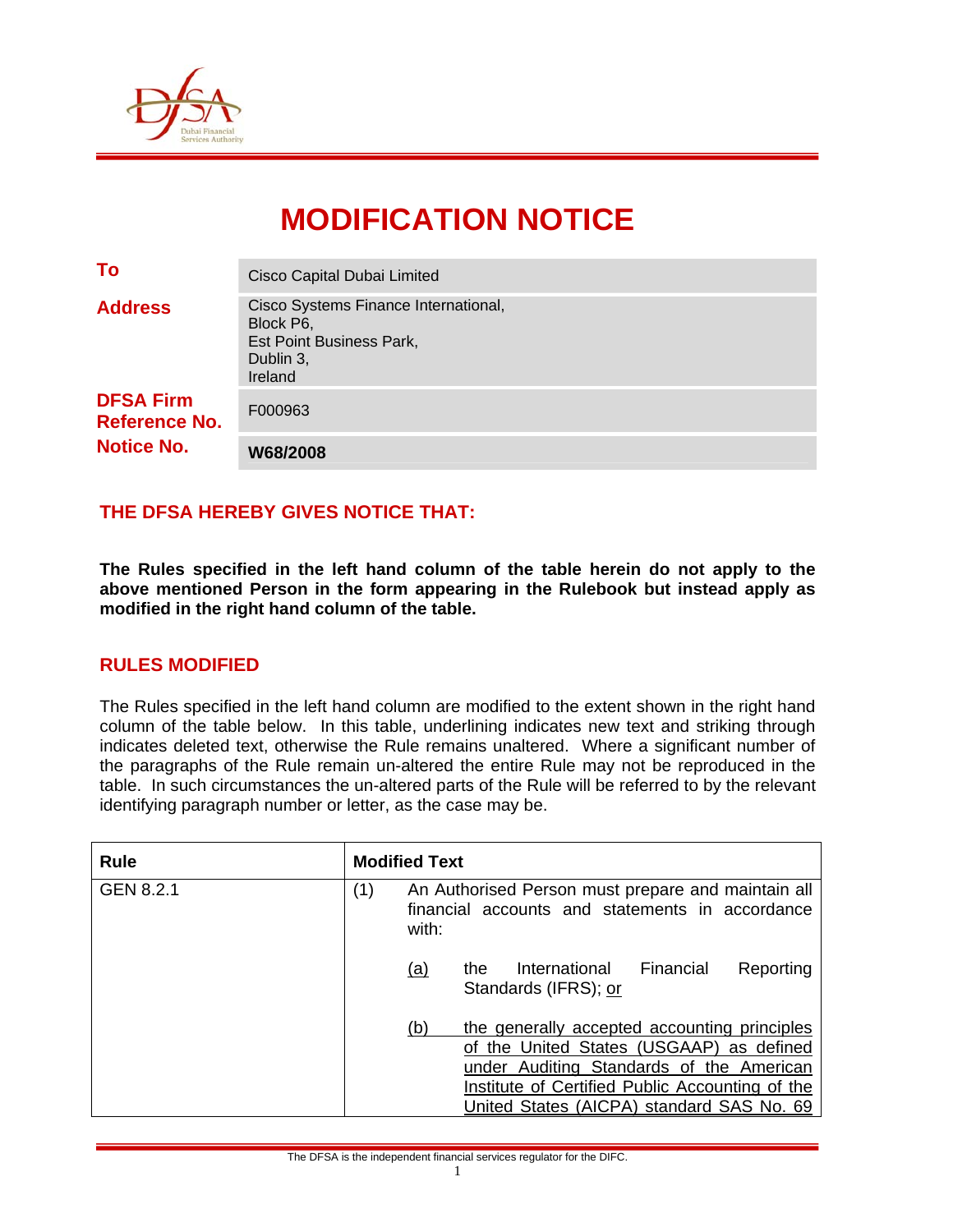# MODIFICATION NOTICE

| | |
|---|---|
| **To** | Cisco Capital Dubai Limited |
| **Address** | Cisco Systems Finance International,<br>Block P6,<br>Est Point Business Park,<br>Dublin 3,<br>Ireland |
| **DFSA Firm Reference No.** | F000963 |
| **Notice No.** | **W68/2008** |

## THE DFSA HEREBY GIVES NOTICE THAT:

**The Rules specified in the left hand column of the table herein do not apply to the above mentioned Person in the form appearing in the Rulebook but instead apply as modified in the right hand column of the table.**

## RULES MODIFIED

The Rules specified in the left hand column are modified to the extent shown in the right hand column of the table below. In this table, underlining indicates new text and striking through indicates deleted text, otherwise the Rule remains unaltered. Where a significant number of the paragraphs of the Rule remain un-altered the entire Rule may not be reproduced in the table. In such circumstances the un-altered parts of the Rule will be referred to by the relevant identifying paragraph number or letter, as the case may be.

| Rule | Modified Text |
|---|---|
| GEN 8.2.1 | (1) An Authorised Person must prepare and maintain all financial accounts and statements in accordance with:<br><br>(a) the International Financial Reporting Standards (IFRS); or<br><br>(b) the generally accepted accounting principles of the United States (USGAAP) as defined under Auditing Standards of the American Institute of Certified Public Accounting of the United States (AICPA) standard SAS No. 69 |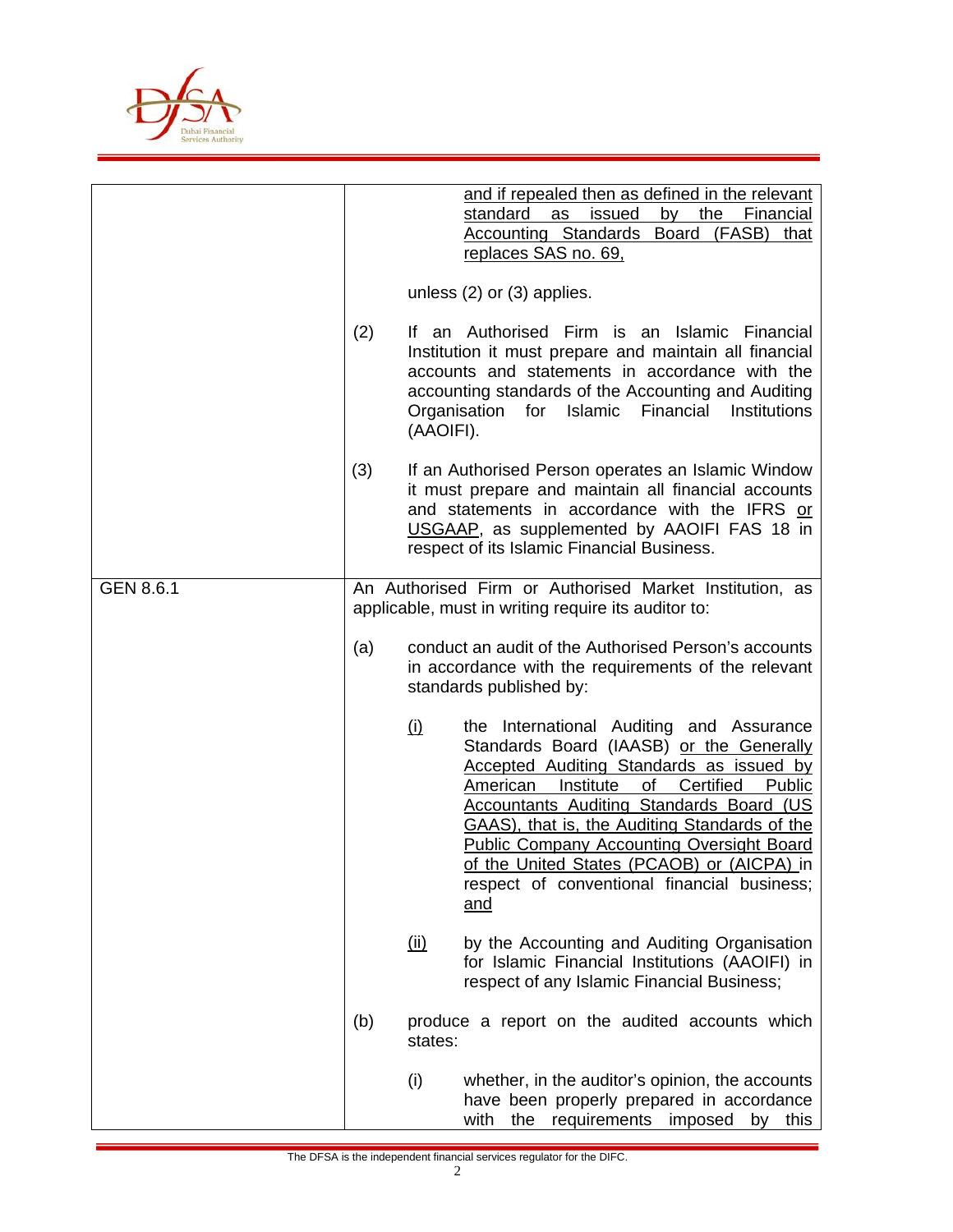| | |
|---|---|
| | and if repealed then as defined in the relevant standard as issued by the Financial Accounting Standards Board (FASB) that replaces SAS no. 69,<br><br>unless (2) or (3) applies.<br><br>(2) If an Authorised Firm is an Islamic Financial Institution it must prepare and maintain all financial accounts and statements in accordance with the accounting standards of the Accounting and Auditing Organisation for Islamic Financial Institutions (AAOIFI).<br><br>(3) If an Authorised Person operates an Islamic Window it must prepare and maintain all financial accounts and statements in accordance with the IFRS or USGAAP, as supplemented by AAOIFI FAS 18 in respect of its Islamic Financial Business. |
| GEN 8.6.1 | An Authorised Firm or Authorised Market Institution, as applicable, must in writing require its auditor to:<br><br>(a) conduct an audit of the Authorised Person's accounts in accordance with the requirements of the relevant standards published by:<br><br>(i) the International Auditing and Assurance Standards Board (IAASB) or the Generally Accepted Auditing Standards as issued by American Institute of Certified Public Accountants Auditing Standards Board (US GAAS), that is, the Auditing Standards of the Public Company Accounting Oversight Board of the United States (PCAOB) or (AICPA) in respect of conventional financial business; and<br><br>(ii) by the Accounting and Auditing Organisation for Islamic Financial Institutions (AAOIFI) in respect of any Islamic Financial Business;<br><br>(b) produce a report on the audited accounts which states:<br><br>(i) whether, in the auditor's opinion, the accounts have been properly prepared in accordance with the requirements imposed by this |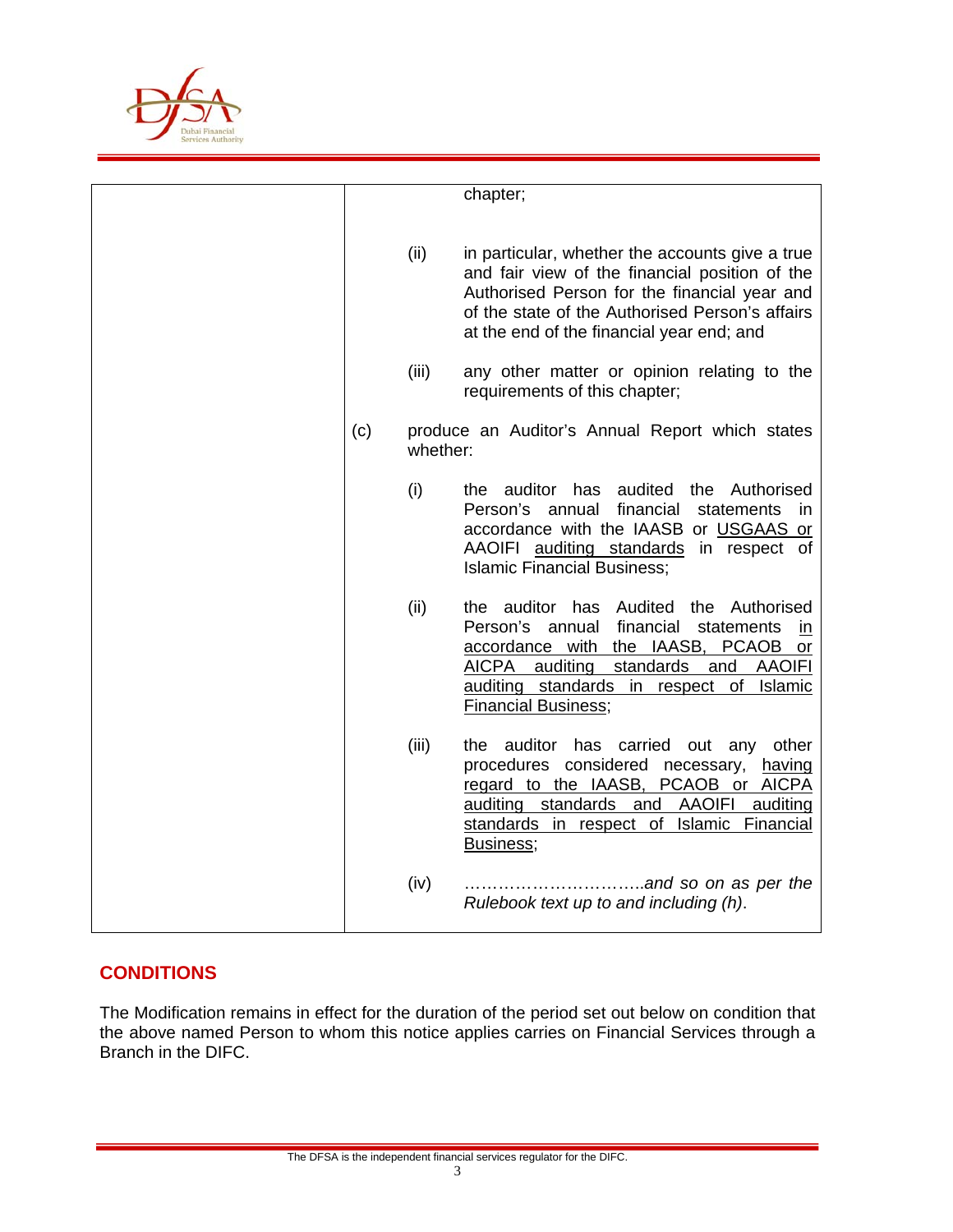| | chapter; |
|---|---|
| | (ii) in particular, whether the accounts give a true and fair view of the financial position of the Authorised Person for the financial year and of the state of the Authorised Person's affairs at the end of the financial year end; and |
| | (iii) any other matter or opinion relating to the requirements of this chapter; |
| | (c) produce an Auditor's Annual Report which states whether: |
| | (i) the auditor has audited the Authorised Person's annual financial statements in accordance with the IAASB or USGAAS or AAOIFI auditing standards in respect of Islamic Financial Business; |
| | (ii) the auditor has Audited the Authorised Person's annual financial statements in accordance with the IAASB, PCAOB or AICPA auditing standards and AAOIFI auditing standards in respect of Islamic Financial Business; |
| | (iii) the auditor has carried out any other procedures considered necessary, having regard to the IAASB, PCAOB or AICPA auditing standards and AAOIFI auditing standards in respect of Islamic Financial Business; |
| | (iv) …………………………..*and so on as per the Rulebook text up to and including (h)*. |

## CONDITIONS

The Modification remains in effect for the duration of the period set out below on condition that the above named Person to whom this notice applies carries on Financial Services through a Branch in the DIFC.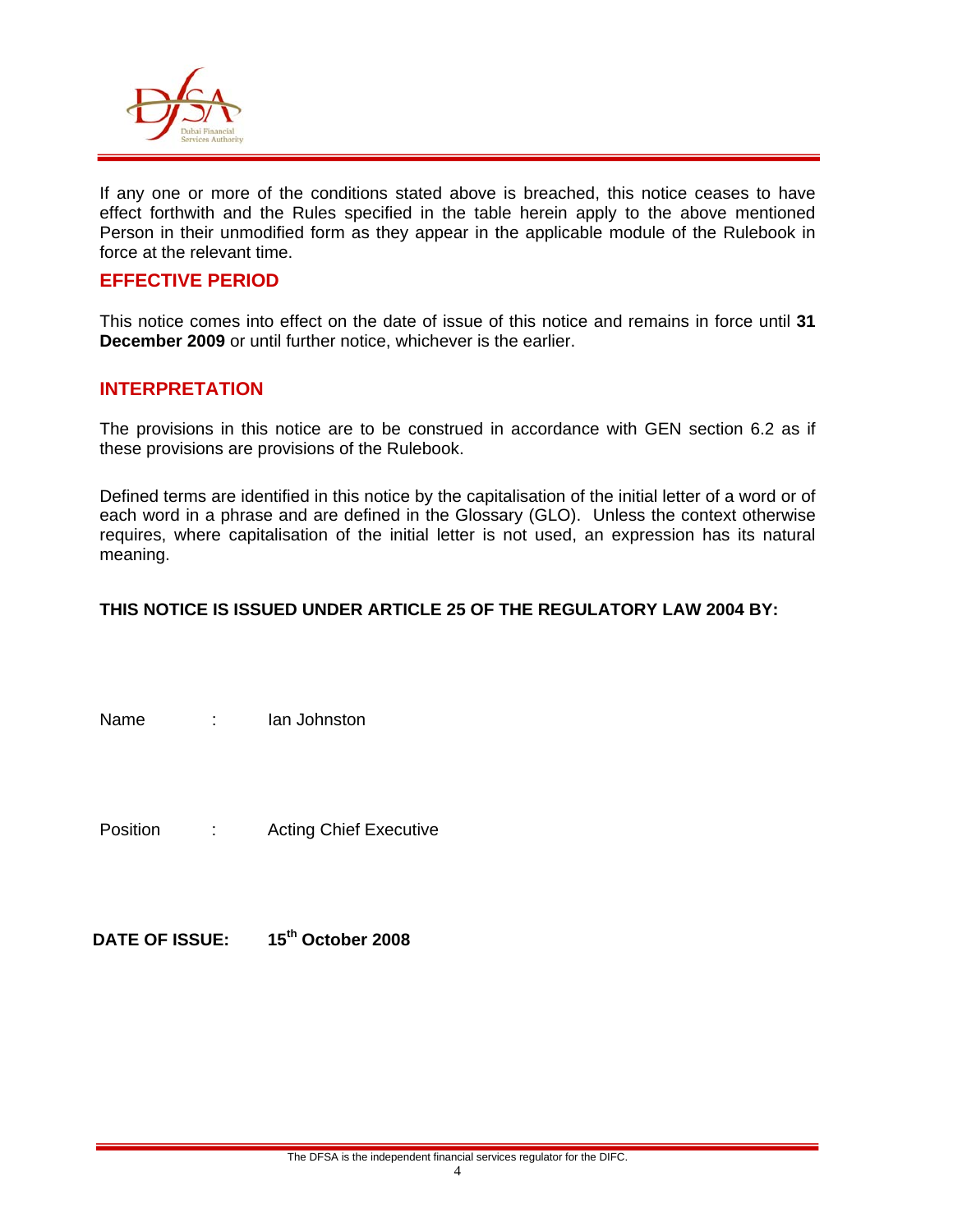If any one or more of the conditions stated above is breached, this notice ceases to have effect forthwith and the Rules specified in the table herein apply to the above mentioned Person in their unmodified form as they appear in the applicable module of the Rulebook in force at the relevant time.

## EFFECTIVE PERIOD

This notice comes into effect on the date of issue of this notice and remains in force until **31 December 2009** or until further notice, whichever is the earlier.

## INTERPRETATION

The provisions in this notice are to be construed in accordance with GEN section 6.2 as if these provisions are provisions of the Rulebook.

Defined terms are identified in this notice by the capitalisation of the initial letter of a word or of each word in a phrase and are defined in the Glossary (GLO). Unless the context otherwise requires, where capitalisation of the initial letter is not used, an expression has its natural meaning.

**THIS NOTICE IS ISSUED UNDER ARTICLE 25 OF THE REGULATORY LAW 2004 BY:**

Name : Ian Johnston

Position : Acting Chief Executive

**DATE OF ISSUE: 15th October 2008**

The DFSA is the independent financial services regulator for the DIFC.